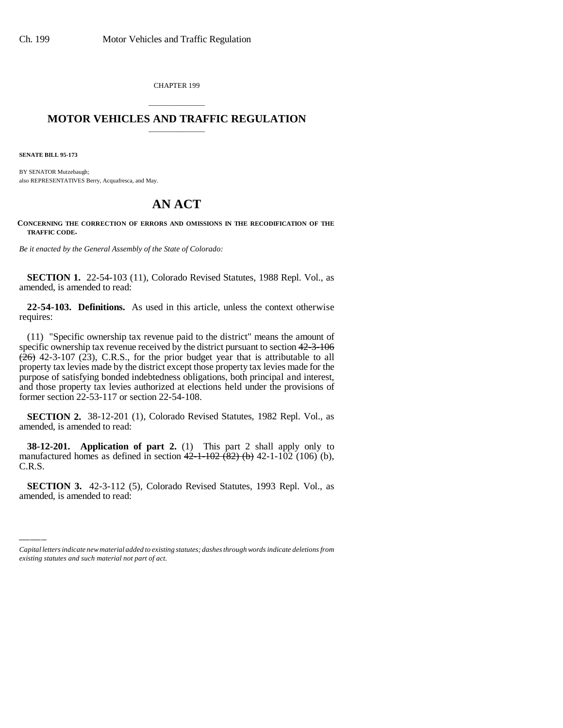CHAPTER 199

# MOTOR VEHICLES AND TRAFFIC REGULATION

**SENATE BILL 95-173**

BY SENATOR Mutzebaugh;
also REPRESENTATIVES Berry, Acquafresca, and May.

# AN ACT

**CONCERNING THE CORRECTION OF ERRORS AND OMISSIONS IN THE RECODIFICATION OF THE TRAFFIC CODE.**

*Be it enacted by the General Assembly of the State of Colorado:*

**SECTION 1.** 22-54-103 (11), Colorado Revised Statutes, 1988 Repl. Vol., as amended, is amended to read:

**22-54-103. Definitions.** As used in this article, unless the context otherwise requires:

(11) "Specific ownership tax revenue paid to the district" means the amount of specific ownership tax revenue received by the district pursuant to section ~~42-3-106 (26)~~ 42-3-107 (23), C.R.S., for the prior budget year that is attributable to all property tax levies made by the district except those property tax levies made for the purpose of satisfying bonded indebtedness obligations, both principal and interest, and those property tax levies authorized at elections held under the provisions of former section 22-53-117 or section 22-54-108.

**SECTION 2.** 38-12-201 (1), Colorado Revised Statutes, 1982 Repl. Vol., as amended, is amended to read:

**38-12-201. Application of part 2.** (1) This part 2 shall apply only to manufactured homes as defined in section ~~42-1-102 (82) (b)~~ 42-1-102 (106) (b), C.R.S.

**SECTION 3.** 42-3-112 (5), Colorado Revised Statutes, 1993 Repl. Vol., as amended, is amended to read:

*Capital letters indicate new material added to existing statutes; dashes through words indicate deletions from existing statutes and such material not part of act.*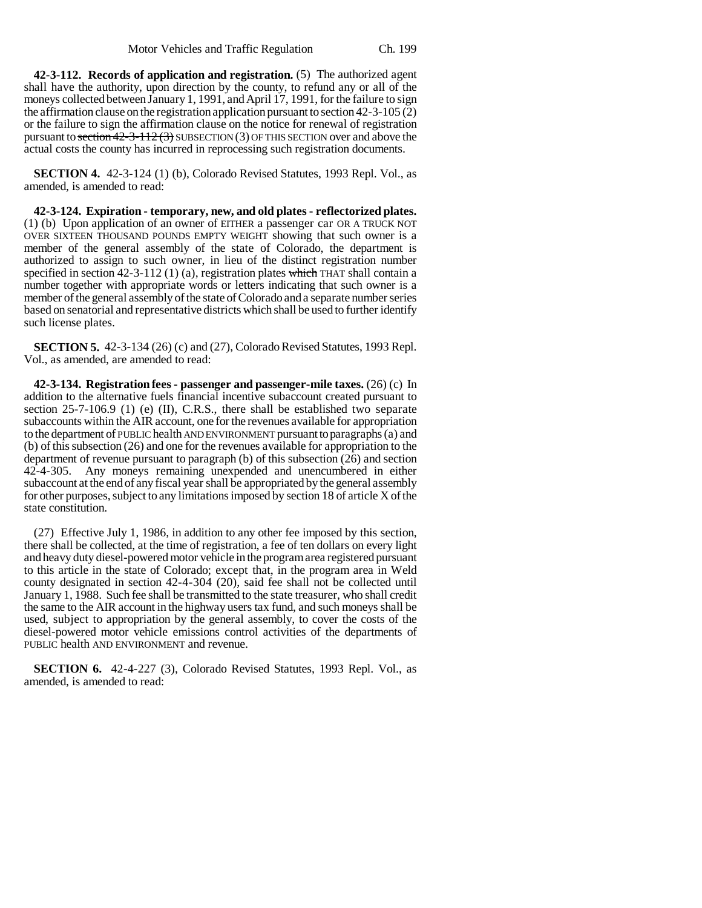**42-3-112. Records of application and registration.** (5) The authorized agent shall have the authority, upon direction by the county, to refund any or all of the moneys collected between January 1, 1991, and April 17, 1991, for the failure to sign the affirmation clause on the registration application pursuant to section 42-3-105 (2) or the failure to sign the affirmation clause on the notice for renewal of registration pursuant to ~~section 42-3-112 (3)~~ SUBSECTION (3) OF THIS SECTION over and above the actual costs the county has incurred in reprocessing such registration documents.

**SECTION 4.** 42-3-124 (1) (b), Colorado Revised Statutes, 1993 Repl. Vol., as amended, is amended to read:

**42-3-124. Expiration - temporary, new, and old plates - reflectorized plates.** (1) (b) Upon application of an owner of EITHER a passenger car OR A TRUCK NOT OVER SIXTEEN THOUSAND POUNDS EMPTY WEIGHT showing that such owner is a member of the general assembly of the state of Colorado, the department is authorized to assign to such owner, in lieu of the distinct registration number specified in section 42-3-112 (1) (a), registration plates ~~which~~ THAT shall contain a number together with appropriate words or letters indicating that such owner is a member of the general assembly of the state of Colorado and a separate number series based on senatorial and representative districts which shall be used to further identify such license plates.

**SECTION 5.** 42-3-134 (26) (c) and (27), Colorado Revised Statutes, 1993 Repl. Vol., as amended, are amended to read:

**42-3-134. Registration fees - passenger and passenger-mile taxes.** (26) (c) In addition to the alternative fuels financial incentive subaccount created pursuant to section 25-7-106.9 (1) (e) (II), C.R.S., there shall be established two separate subaccounts within the AIR account, one for the revenues available for appropriation to the department of PUBLIC health AND ENVIRONMENT pursuant to paragraphs (a) and (b) of this subsection (26) and one for the revenues available for appropriation to the department of revenue pursuant to paragraph (b) of this subsection (26) and section 42-4-305. Any moneys remaining unexpended and unencumbered in either subaccount at the end of any fiscal year shall be appropriated by the general assembly for other purposes, subject to any limitations imposed by section 18 of article X of the state constitution.

(27) Effective July 1, 1986, in addition to any other fee imposed by this section, there shall be collected, at the time of registration, a fee of ten dollars on every light and heavy duty diesel-powered motor vehicle in the program area registered pursuant to this article in the state of Colorado; except that, in the program area in Weld county designated in section 42-4-304 (20), said fee shall not be collected until January 1, 1988. Such fee shall be transmitted to the state treasurer, who shall credit the same to the AIR account in the highway users tax fund, and such moneys shall be used, subject to appropriation by the general assembly, to cover the costs of the diesel-powered motor vehicle emissions control activities of the departments of PUBLIC health AND ENVIRONMENT and revenue.

**SECTION 6.** 42-4-227 (3), Colorado Revised Statutes, 1993 Repl. Vol., as amended, is amended to read: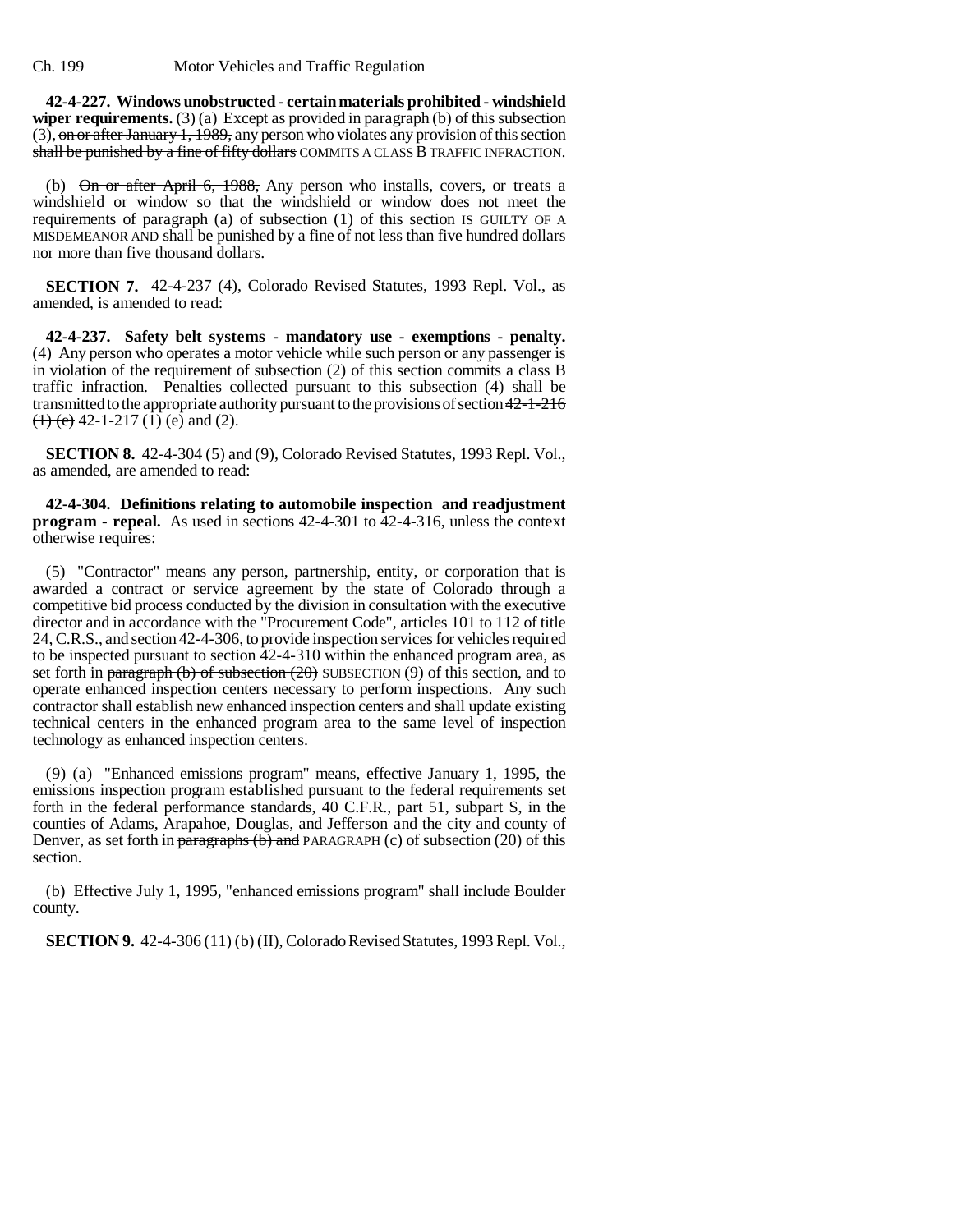**42-4-227. Windows unobstructed - certain materials prohibited - windshield wiper requirements.** (3) (a) Except as provided in paragraph (b) of this subsection (3), ~~on or after January 1, 1989,~~ any person who violates any provision of this section ~~shall be punished by a fine of fifty dollars~~ COMMITS A CLASS B TRAFFIC INFRACTION.

(b) ~~On or after April 6, 1988,~~ Any person who installs, covers, or treats a windshield or window so that the windshield or window does not meet the requirements of paragraph (a) of subsection (1) of this section IS GUILTY OF A MISDEMEANOR AND shall be punished by a fine of not less than five hundred dollars nor more than five thousand dollars.

**SECTION 7.** 42-4-237 (4), Colorado Revised Statutes, 1993 Repl. Vol., as amended, is amended to read:

**42-4-237. Safety belt systems - mandatory use - exemptions - penalty.** (4) Any person who operates a motor vehicle while such person or any passenger is in violation of the requirement of subsection (2) of this section commits a class B traffic infraction. Penalties collected pursuant to this subsection (4) shall be transmitted to the appropriate authority pursuant to the provisions of section ~~42-1-216 (1) (e)~~ 42-1-217 (1) (e) and (2).

**SECTION 8.** 42-4-304 (5) and (9), Colorado Revised Statutes, 1993 Repl. Vol., as amended, are amended to read:

**42-4-304. Definitions relating to automobile inspection and readjustment program - repeal.** As used in sections 42-4-301 to 42-4-316, unless the context otherwise requires:

(5) "Contractor" means any person, partnership, entity, or corporation that is awarded a contract or service agreement by the state of Colorado through a competitive bid process conducted by the division in consultation with the executive director and in accordance with the "Procurement Code", articles 101 to 112 of title 24, C.R.S., and section 42-4-306, to provide inspection services for vehicles required to be inspected pursuant to section 42-4-310 within the enhanced program area, as set forth in ~~paragraph (b) of subsection (20)~~ SUBSECTION (9) of this section, and to operate enhanced inspection centers necessary to perform inspections. Any such contractor shall establish new enhanced inspection centers and shall update existing technical centers in the enhanced program area to the same level of inspection technology as enhanced inspection centers.

(9) (a) "Enhanced emissions program" means, effective January 1, 1995, the emissions inspection program established pursuant to the federal requirements set forth in the federal performance standards, 40 C.F.R., part 51, subpart S, in the counties of Adams, Arapahoe, Douglas, and Jefferson and the city and county of Denver, as set forth in ~~paragraphs (b) and~~ PARAGRAPH (c) of subsection (20) of this section.

(b) Effective July 1, 1995, "enhanced emissions program" shall include Boulder county.

**SECTION 9.** 42-4-306 (11) (b) (II), Colorado Revised Statutes, 1993 Repl. Vol.,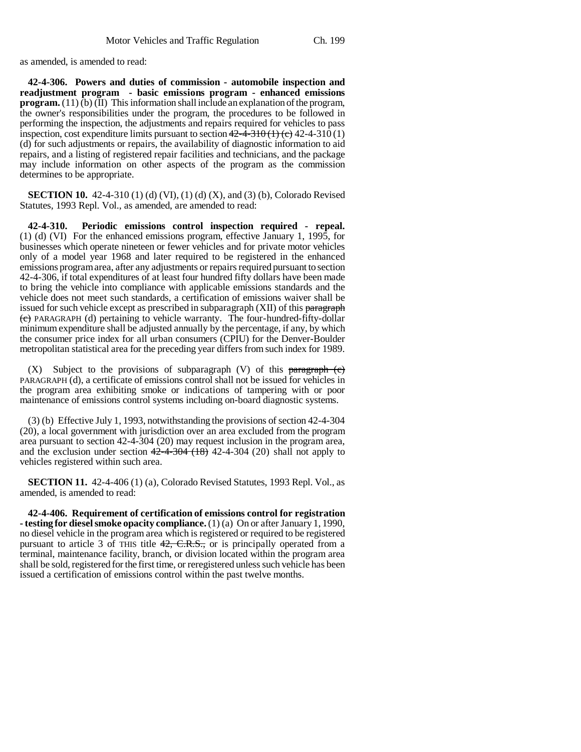as amended, is amended to read:

**42-4-306. Powers and duties of commission - automobile inspection and readjustment program - basic emissions program - enhanced emissions program.** (11) (b) (II) This information shall include an explanation of the program, the owner's responsibilities under the program, the procedures to be followed in performing the inspection, the adjustments and repairs required for vehicles to pass inspection, cost expenditure limits pursuant to section ~~42-4-310 (1) (c)~~ 42-4-310 (1) (d) for such adjustments or repairs, the availability of diagnostic information to aid repairs, and a listing of registered repair facilities and technicians, and the package may include information on other aspects of the program as the commission determines to be appropriate.

**SECTION 10.** 42-4-310 (1) (d) (VI), (1) (d) (X), and (3) (b), Colorado Revised Statutes, 1993 Repl. Vol., as amended, are amended to read:

**42-4-310. Periodic emissions control inspection required - repeal.** (1) (d) (VI) For the enhanced emissions program, effective January 1, 1995, for businesses which operate nineteen or fewer vehicles and for private motor vehicles only of a model year 1968 and later required to be registered in the enhanced emissions program area, after any adjustments or repairs required pursuant to section 42-4-306, if total expenditures of at least four hundred fifty dollars have been made to bring the vehicle into compliance with applicable emissions standards and the vehicle does not meet such standards, a certification of emissions waiver shall be issued for such vehicle except as prescribed in subparagraph (XII) of this ~~paragraph (c)~~ PARAGRAPH (d) pertaining to vehicle warranty. The four-hundred-fifty-dollar minimum expenditure shall be adjusted annually by the percentage, if any, by which the consumer price index for all urban consumers (CPIU) for the Denver-Boulder metropolitan statistical area for the preceding year differs from such index for 1989.

(X) Subject to the provisions of subparagraph (V) of this ~~paragraph (c)~~ PARAGRAPH (d), a certificate of emissions control shall not be issued for vehicles in the program area exhibiting smoke or indications of tampering with or poor maintenance of emissions control systems including on-board diagnostic systems.

(3) (b) Effective July 1, 1993, notwithstanding the provisions of section 42-4-304 (20), a local government with jurisdiction over an area excluded from the program area pursuant to section 42-4-304 (20) may request inclusion in the program area, and the exclusion under section ~~42-4-304 (18)~~ 42-4-304 (20) shall not apply to vehicles registered within such area.

**SECTION 11.** 42-4-406 (1) (a), Colorado Revised Statutes, 1993 Repl. Vol., as amended, is amended to read:

**42-4-406. Requirement of certification of emissions control for registration - testing for diesel smoke opacity compliance.** (1) (a) On or after January 1, 1990, no diesel vehicle in the program area which is registered or required to be registered pursuant to article 3 of THIS title ~~42, C.R.S.,~~ or is principally operated from a terminal, maintenance facility, branch, or division located within the program area shall be sold, registered for the first time, or reregistered unless such vehicle has been issued a certification of emissions control within the past twelve months.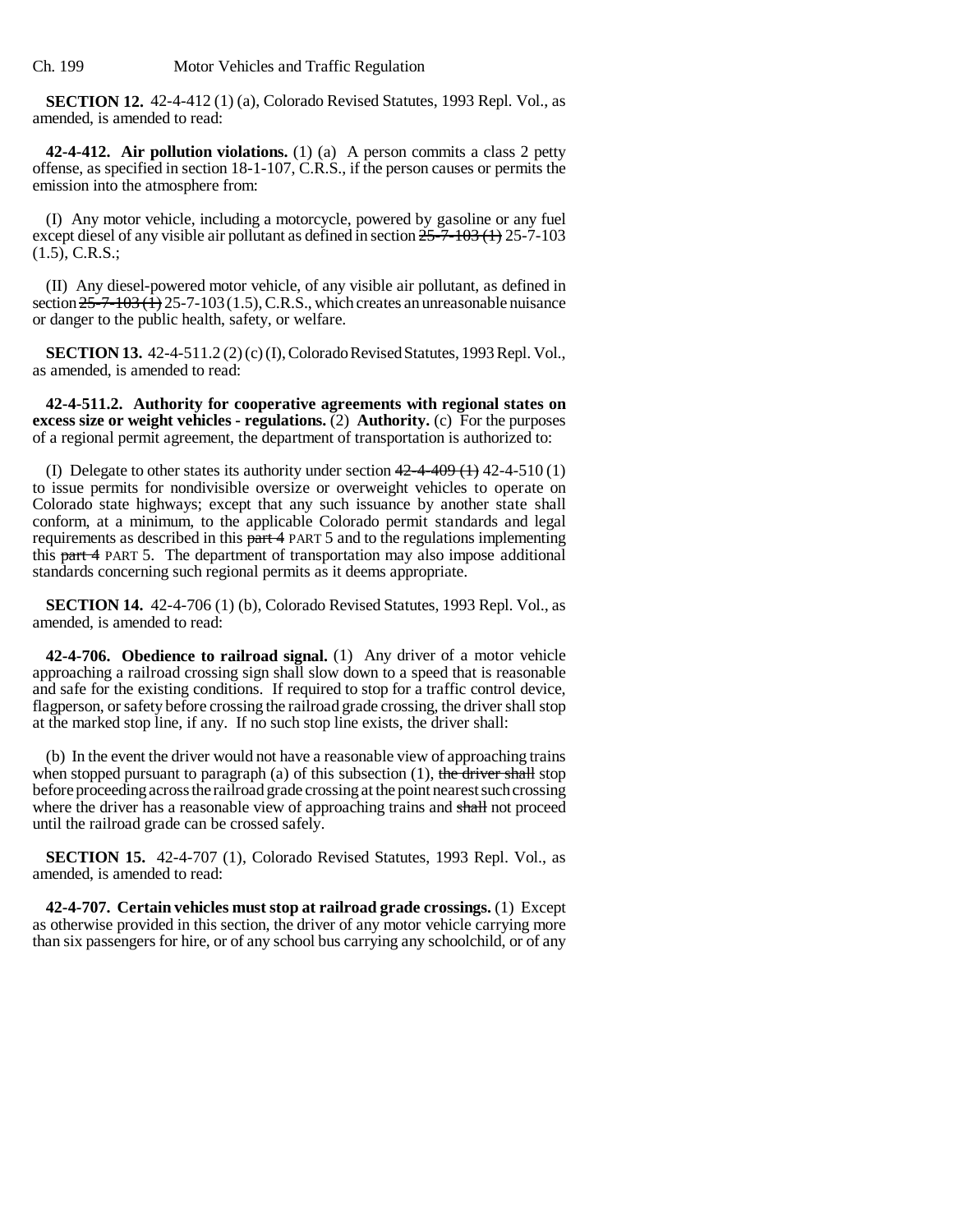**SECTION 12.** 42-4-412 (1) (a), Colorado Revised Statutes, 1993 Repl. Vol., as amended, is amended to read:

**42-4-412. Air pollution violations.** (1) (a) A person commits a class 2 petty offense, as specified in section 18-1-107, C.R.S., if the person causes or permits the emission into the atmosphere from:

(I) Any motor vehicle, including a motorcycle, powered by gasoline or any fuel except diesel of any visible air pollutant as defined in section ~~25-7-103 (1)~~ 25-7-103 (1.5), C.R.S.;

(II) Any diesel-powered motor vehicle, of any visible air pollutant, as defined in section ~~25-7-103 (1)~~ 25-7-103 (1.5), C.R.S., which creates an unreasonable nuisance or danger to the public health, safety, or welfare.

**SECTION 13.** 42-4-511.2 (2) (c) (I), Colorado Revised Statutes, 1993 Repl. Vol., as amended, is amended to read:

**42-4-511.2. Authority for cooperative agreements with regional states on excess size or weight vehicles - regulations.** (2) **Authority.** (c) For the purposes of a regional permit agreement, the department of transportation is authorized to:

(I) Delegate to other states its authority under section ~~42-4-409 (1)~~ 42-4-510 (1) to issue permits for nondivisible oversize or overweight vehicles to operate on Colorado state highways; except that any such issuance by another state shall conform, at a minimum, to the applicable Colorado permit standards and legal requirements as described in this ~~part 4~~ PART 5 and to the regulations implementing this ~~part 4~~ PART 5. The department of transportation may also impose additional standards concerning such regional permits as it deems appropriate.

**SECTION 14.** 42-4-706 (1) (b), Colorado Revised Statutes, 1993 Repl. Vol., as amended, is amended to read:

**42-4-706. Obedience to railroad signal.** (1) Any driver of a motor vehicle approaching a railroad crossing sign shall slow down to a speed that is reasonable and safe for the existing conditions. If required to stop for a traffic control device, flagperson, or safety before crossing the railroad grade crossing, the driver shall stop at the marked stop line, if any. If no such stop line exists, the driver shall:

(b) In the event the driver would not have a reasonable view of approaching trains when stopped pursuant to paragraph (a) of this subsection (1), ~~the driver shall~~ stop before proceeding across the railroad grade crossing at the point nearest such crossing where the driver has a reasonable view of approaching trains and ~~shall~~ not proceed until the railroad grade can be crossed safely.

**SECTION 15.** 42-4-707 (1), Colorado Revised Statutes, 1993 Repl. Vol., as amended, is amended to read:

**42-4-707. Certain vehicles must stop at railroad grade crossings.** (1) Except as otherwise provided in this section, the driver of any motor vehicle carrying more than six passengers for hire, or of any school bus carrying any schoolchild, or of any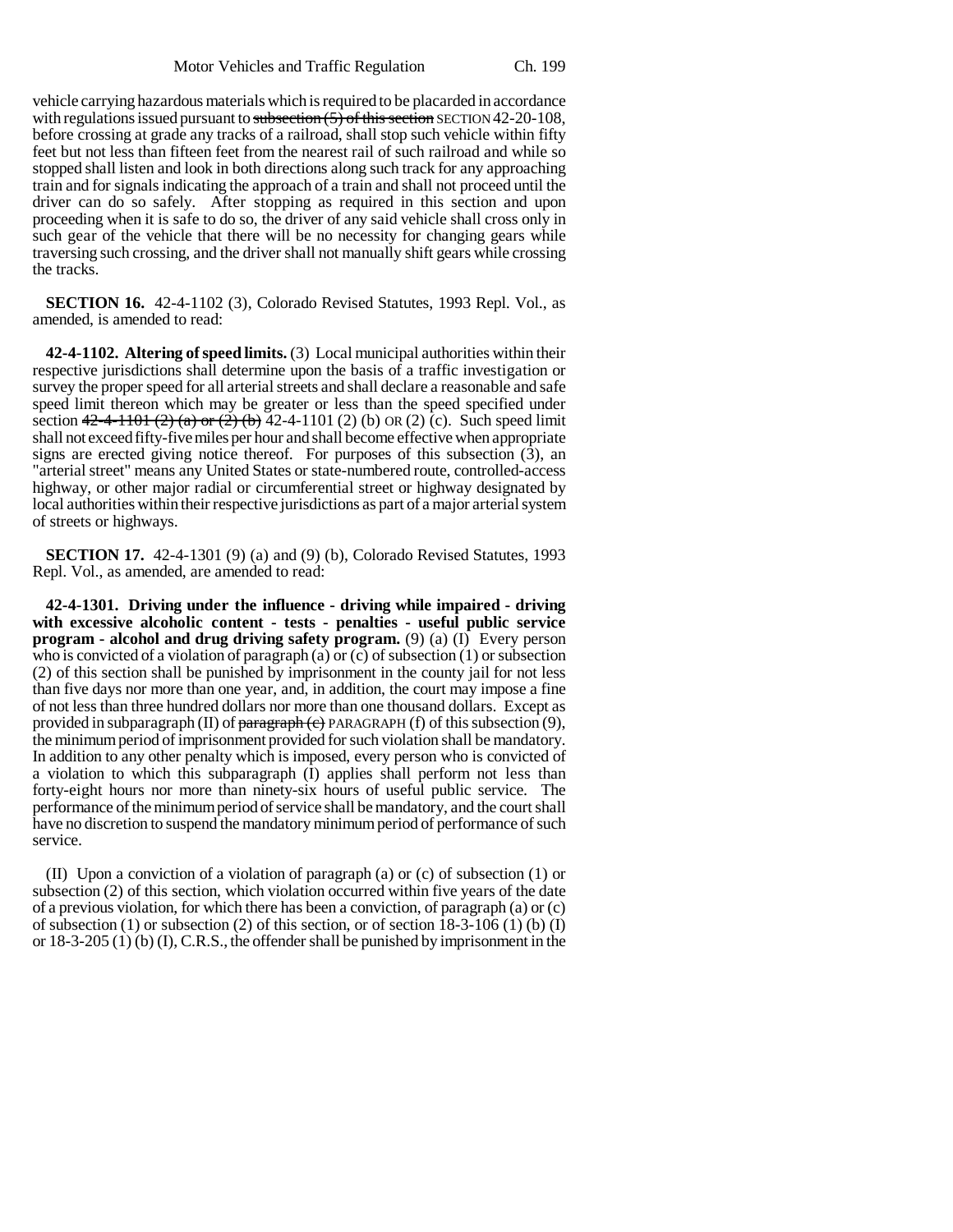vehicle carrying hazardous materials which is required to be placarded in accordance with regulations issued pursuant to ~~subsection (5) of this section~~ SECTION 42-20-108, before crossing at grade any tracks of a railroad, shall stop such vehicle within fifty feet but not less than fifteen feet from the nearest rail of such railroad and while so stopped shall listen and look in both directions along such track for any approaching train and for signals indicating the approach of a train and shall not proceed until the driver can do so safely. After stopping as required in this section and upon proceeding when it is safe to do so, the driver of any said vehicle shall cross only in such gear of the vehicle that there will be no necessity for changing gears while traversing such crossing, and the driver shall not manually shift gears while crossing the tracks.

**SECTION 16.** 42-4-1102 (3), Colorado Revised Statutes, 1993 Repl. Vol., as amended, is amended to read:

**42-4-1102. Altering of speed limits.** (3) Local municipal authorities within their respective jurisdictions shall determine upon the basis of a traffic investigation or survey the proper speed for all arterial streets and shall declare a reasonable and safe speed limit thereon which may be greater or less than the speed specified under section ~~42-4-1101 (2) (a) or (2) (b)~~ 42-4-1101 (2) (b) OR (2) (c). Such speed limit shall not exceed fifty-five miles per hour and shall become effective when appropriate signs are erected giving notice thereof. For purposes of this subsection (3), an "arterial street" means any United States or state-numbered route, controlled-access highway, or other major radial or circumferential street or highway designated by local authorities within their respective jurisdictions as part of a major arterial system of streets or highways.

**SECTION 17.** 42-4-1301 (9) (a) and (9) (b), Colorado Revised Statutes, 1993 Repl. Vol., as amended, are amended to read:

**42-4-1301. Driving under the influence - driving while impaired - driving with excessive alcoholic content - tests - penalties - useful public service program - alcohol and drug driving safety program.** (9) (a) (I) Every person who is convicted of a violation of paragraph (a) or (c) of subsection (1) or subsection (2) of this section shall be punished by imprisonment in the county jail for not less than five days nor more than one year, and, in addition, the court may impose a fine of not less than three hundred dollars nor more than one thousand dollars. Except as provided in subparagraph (II) of ~~paragraph (c)~~ PARAGRAPH (f) of this subsection (9), the minimum period of imprisonment provided for such violation shall be mandatory. In addition to any other penalty which is imposed, every person who is convicted of a violation to which this subparagraph (I) applies shall perform not less than forty-eight hours nor more than ninety-six hours of useful public service. The performance of the minimum period of service shall be mandatory, and the court shall have no discretion to suspend the mandatory minimum period of performance of such service.

(II) Upon a conviction of a violation of paragraph (a) or (c) of subsection (1) or subsection (2) of this section, which violation occurred within five years of the date of a previous violation, for which there has been a conviction, of paragraph (a) or (c) of subsection (1) or subsection (2) of this section, or of section 18-3-106 (1) (b) (I) or 18-3-205 (1) (b) (I), C.R.S., the offender shall be punished by imprisonment in the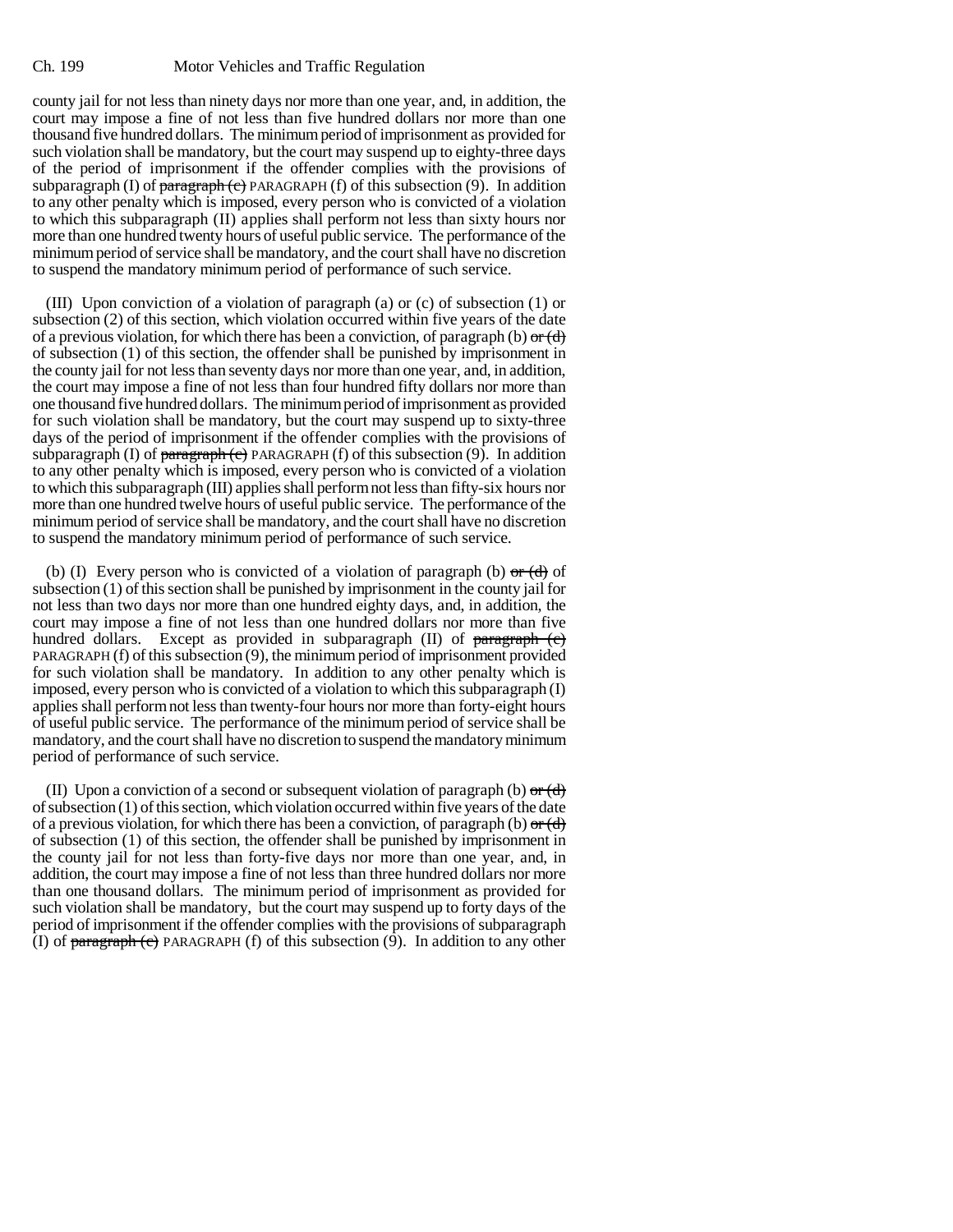county jail for not less than ninety days nor more than one year, and, in addition, the court may impose a fine of not less than five hundred dollars nor more than one thousand five hundred dollars. The minimum period of imprisonment as provided for such violation shall be mandatory, but the court may suspend up to eighty-three days of the period of imprisonment if the offender complies with the provisions of subparagraph (I) of ~~paragraph (c)~~ PARAGRAPH (f) of this subsection (9). In addition to any other penalty which is imposed, every person who is convicted of a violation to which this subparagraph (II) applies shall perform not less than sixty hours nor more than one hundred twenty hours of useful public service. The performance of the minimum period of service shall be mandatory, and the court shall have no discretion to suspend the mandatory minimum period of performance of such service.

(III) Upon conviction of a violation of paragraph (a) or (c) of subsection (1) or subsection (2) of this section, which violation occurred within five years of the date of a previous violation, for which there has been a conviction, of paragraph (b) ~~or (d)~~ of subsection (1) of this section, the offender shall be punished by imprisonment in the county jail for not less than seventy days nor more than one year, and, in addition, the court may impose a fine of not less than four hundred fifty dollars nor more than one thousand five hundred dollars. The minimum period of imprisonment as provided for such violation shall be mandatory, but the court may suspend up to sixty-three days of the period of imprisonment if the offender complies with the provisions of subparagraph (I) of ~~paragraph (c)~~ PARAGRAPH (f) of this subsection (9). In addition to any other penalty which is imposed, every person who is convicted of a violation to which this subparagraph (III) applies shall perform not less than fifty-six hours nor more than one hundred twelve hours of useful public service. The performance of the minimum period of service shall be mandatory, and the court shall have no discretion to suspend the mandatory minimum period of performance of such service.

(b) (I) Every person who is convicted of a violation of paragraph (b) ~~or (d)~~ of subsection (1) of this section shall be punished by imprisonment in the county jail for not less than two days nor more than one hundred eighty days, and, in addition, the court may impose a fine of not less than one hundred dollars nor more than five hundred dollars. Except as provided in subparagraph (II) of ~~paragraph (c)~~ PARAGRAPH (f) of this subsection (9), the minimum period of imprisonment provided for such violation shall be mandatory. In addition to any other penalty which is imposed, every person who is convicted of a violation to which this subparagraph (I) applies shall perform not less than twenty-four hours nor more than forty-eight hours of useful public service. The performance of the minimum period of service shall be mandatory, and the court shall have no discretion to suspend the mandatory minimum period of performance of such service.

(II) Upon a conviction of a second or subsequent violation of paragraph (b) ~~or (d)~~ of subsection (1) of this section, which violation occurred within five years of the date of a previous violation, for which there has been a conviction, of paragraph (b) ~~or (d)~~ of subsection (1) of this section, the offender shall be punished by imprisonment in the county jail for not less than forty-five days nor more than one year, and, in addition, the court may impose a fine of not less than three hundred dollars nor more than one thousand dollars. The minimum period of imprisonment as provided for such violation shall be mandatory, but the court may suspend up to forty days of the period of imprisonment if the offender complies with the provisions of subparagraph (I) of ~~paragraph (c)~~ PARAGRAPH (f) of this subsection (9). In addition to any other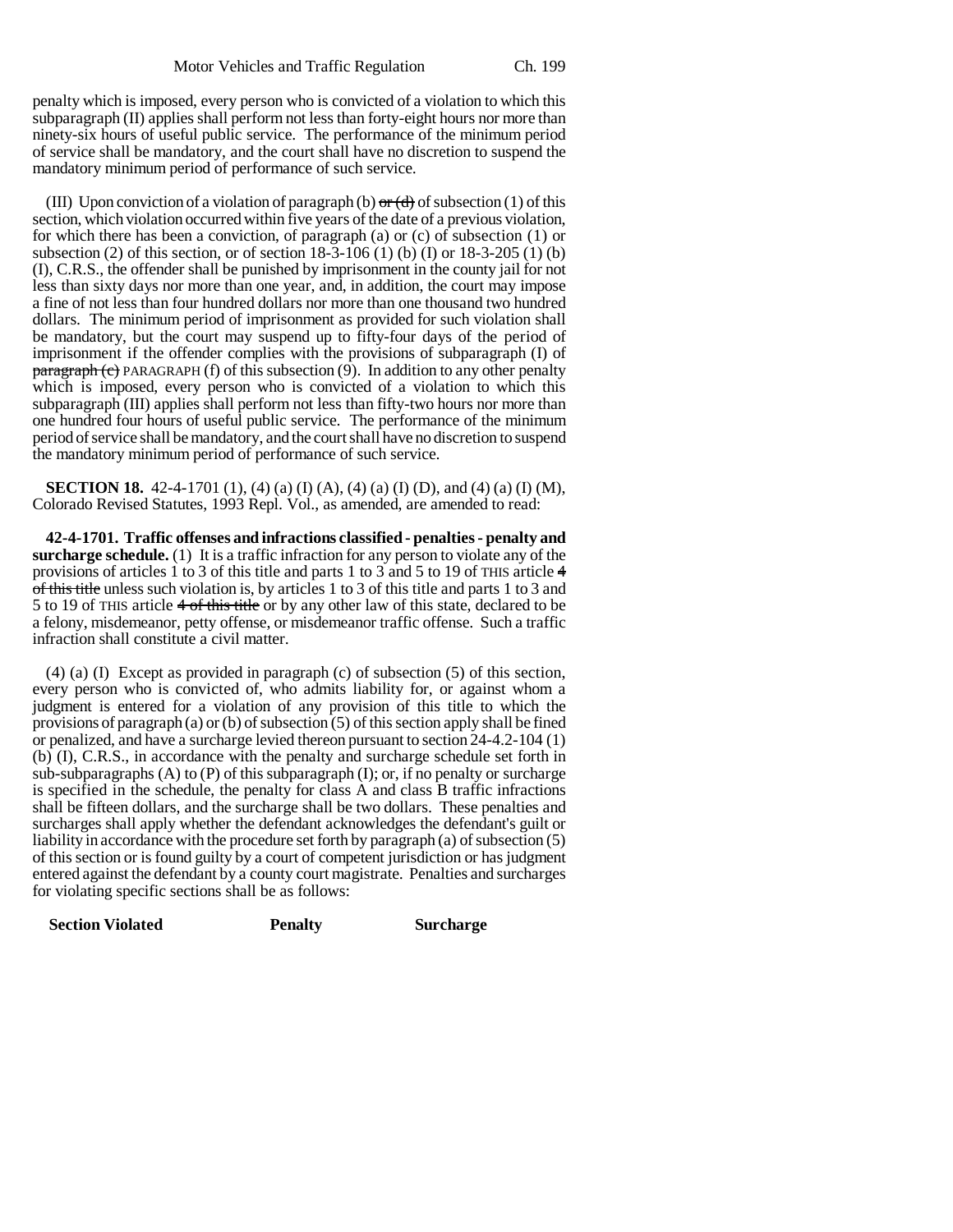penalty which is imposed, every person who is convicted of a violation to which this subparagraph (II) applies shall perform not less than forty-eight hours nor more than ninety-six hours of useful public service. The performance of the minimum period of service shall be mandatory, and the court shall have no discretion to suspend the mandatory minimum period of performance of such service.

(III) Upon conviction of a violation of paragraph (b) ~~or (d)~~ of subsection (1) of this section, which violation occurred within five years of the date of a previous violation, for which there has been a conviction, of paragraph (a) or (c) of subsection (1) or subsection (2) of this section, or of section 18-3-106 (1) (b) (I) or 18-3-205 (1) (b) (I), C.R.S., the offender shall be punished by imprisonment in the county jail for not less than sixty days nor more than one year, and, in addition, the court may impose a fine of not less than four hundred dollars nor more than one thousand two hundred dollars. The minimum period of imprisonment as provided for such violation shall be mandatory, but the court may suspend up to fifty-four days of the period of imprisonment if the offender complies with the provisions of subparagraph (I) of ~~paragraph (c)~~ PARAGRAPH (f) of this subsection (9). In addition to any other penalty which is imposed, every person who is convicted of a violation to which this subparagraph (III) applies shall perform not less than fifty-two hours nor more than one hundred four hours of useful public service. The performance of the minimum period of service shall be mandatory, and the court shall have no discretion to suspend the mandatory minimum period of performance of such service.

**SECTION 18.** 42-4-1701 (1), (4) (a) (I) (A), (4) (a) (I) (D), and (4) (a) (I) (M), Colorado Revised Statutes, 1993 Repl. Vol., as amended, are amended to read:

**42-4-1701. Traffic offenses and infractions classified - penalties - penalty and surcharge schedule.** (1) It is a traffic infraction for any person to violate any of the provisions of articles 1 to 3 of this title and parts 1 to 3 and 5 to 19 of THIS article ~~4 of this title~~ unless such violation is, by articles 1 to 3 of this title and parts 1 to 3 and 5 to 19 of THIS article ~~4 of this title~~ or by any other law of this state, declared to be a felony, misdemeanor, petty offense, or misdemeanor traffic offense. Such a traffic infraction shall constitute a civil matter.

(4) (a) (I) Except as provided in paragraph (c) of subsection (5) of this section, every person who is convicted of, who admits liability for, or against whom a judgment is entered for a violation of any provision of this title to which the provisions of paragraph (a) or (b) of subsection (5) of this section apply shall be fined or penalized, and have a surcharge levied thereon pursuant to section 24-4.2-104 (1) (b) (I), C.R.S., in accordance with the penalty and surcharge schedule set forth in sub-subparagraphs (A) to (P) of this subparagraph (I); or, if no penalty or surcharge is specified in the schedule, the penalty for class A and class B traffic infractions shall be fifteen dollars, and the surcharge shall be two dollars. These penalties and surcharges shall apply whether the defendant acknowledges the defendant's guilt or liability in accordance with the procedure set forth by paragraph (a) of subsection (5) of this section or is found guilty by a court of competent jurisdiction or has judgment entered against the defendant by a county court magistrate. Penalties and surcharges for violating specific sections shall be as follows:

| **Section Violated** | **Penalty** | **Surcharge** |
|---|---|---|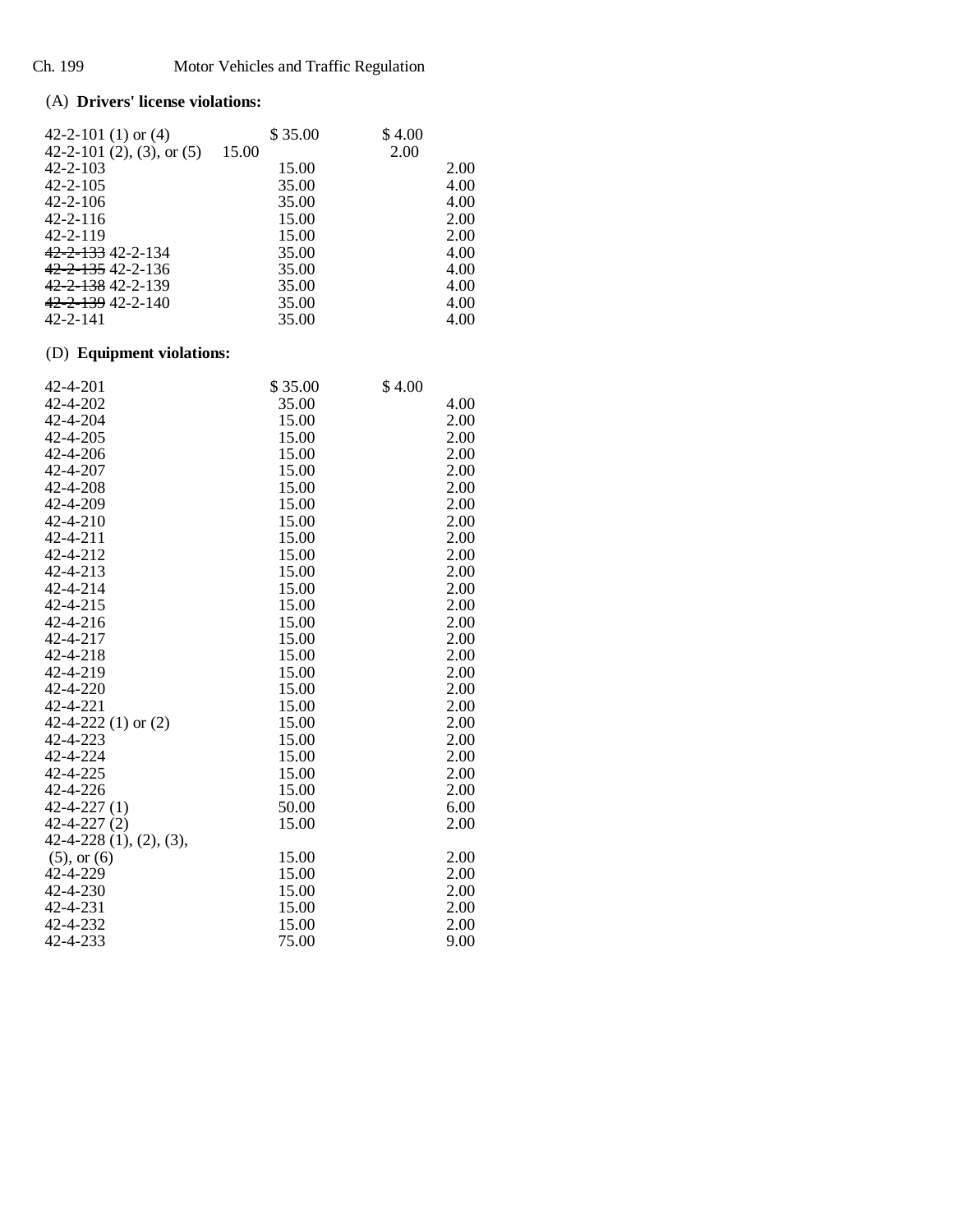(A) **Drivers' license violations:**

| | | |
|---|---|---|
| 42-2-101 (1) or (4) | $ 35.00 | $ 4.00 |
| 42-2-101 (2), (3), or (5) | 15.00 | 2.00 |
| 42-2-103 | 15.00 | 2.00 |
| 42-2-105 | 35.00 | 4.00 |
| 42-2-106 | 35.00 | 4.00 |
| 42-2-116 | 15.00 | 2.00 |
| 42-2-119 | 15.00 | 2.00 |
| ~~42-2-133~~ 42-2-134 | 35.00 | 4.00 |
| ~~42-2-135~~ 42-2-136 | 35.00 | 4.00 |
| ~~42-2-138~~ 42-2-139 | 35.00 | 4.00 |
| ~~42-2-139~~ 42-2-140 | 35.00 | 4.00 |
| 42-2-141 | 35.00 | 4.00 |

(D) **Equipment violations:**

| | | |
|---|---|---|
| 42-4-201 | $ 35.00 | $ 4.00 |
| 42-4-202 | 35.00 | 4.00 |
| 42-4-204 | 15.00 | 2.00 |
| 42-4-205 | 15.00 | 2.00 |
| 42-4-206 | 15.00 | 2.00 |
| 42-4-207 | 15.00 | 2.00 |
| 42-4-208 | 15.00 | 2.00 |
| 42-4-209 | 15.00 | 2.00 |
| 42-4-210 | 15.00 | 2.00 |
| 42-4-211 | 15.00 | 2.00 |
| 42-4-212 | 15.00 | 2.00 |
| 42-4-213 | 15.00 | 2.00 |
| 42-4-214 | 15.00 | 2.00 |
| 42-4-215 | 15.00 | 2.00 |
| 42-4-216 | 15.00 | 2.00 |
| 42-4-217 | 15.00 | 2.00 |
| 42-4-218 | 15.00 | 2.00 |
| 42-4-219 | 15.00 | 2.00 |
| 42-4-220 | 15.00 | 2.00 |
| 42-4-221 | 15.00 | 2.00 |
| 42-4-222 (1) or (2) | 15.00 | 2.00 |
| 42-4-223 | 15.00 | 2.00 |
| 42-4-224 | 15.00 | 2.00 |
| 42-4-225 | 15.00 | 2.00 |
| 42-4-226 | 15.00 | 2.00 |
| 42-4-227 (1) | 50.00 | 6.00 |
| 42-4-227 (2) | 15.00 | 2.00 |
| 42-4-228 (1), (2), (3), (5), or (6) | 15.00 | 2.00 |
| 42-4-229 | 15.00 | 2.00 |
| 42-4-230 | 15.00 | 2.00 |
| 42-4-231 | 15.00 | 2.00 |
| 42-4-232 | 15.00 | 2.00 |
| 42-4-233 | 75.00 | 9.00 |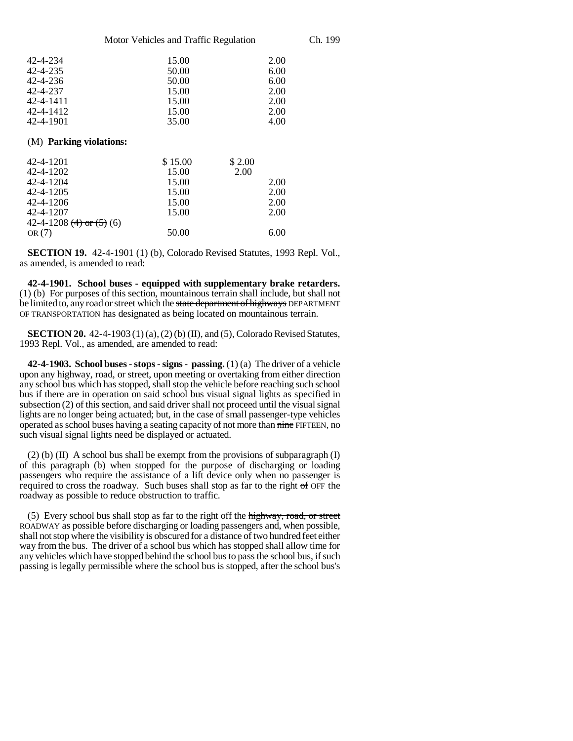| | | | |
|---|---|---|---|
| 42-4-234 | 15.00 | | 2.00 |
| 42-4-235 | 50.00 | | 6.00 |
| 42-4-236 | 50.00 | | 6.00 |
| 42-4-237 | 15.00 | | 2.00 |
| 42-4-1411 | 15.00 | | 2.00 |
| 42-4-1412 | 15.00 | | 2.00 |
| 42-4-1901 | 35.00 | | 4.00 |

(M) **Parking violations:**

| | | | |
|---|---|---|---|
| 42-4-1201 | $ 15.00 | $ 2.00 | |
| 42-4-1202 | 15.00 | 2.00 | |
| 42-4-1204 | 15.00 | | 2.00 |
| 42-4-1205 | 15.00 | | 2.00 |
| 42-4-1206 | 15.00 | | 2.00 |
| 42-4-1207 | 15.00 | | 2.00 |
| 42-4-1208 ~~(4) or (5)~~ (6) OR (7) | 50.00 | | 6.00 |

**SECTION 19.** 42-4-1901 (1) (b), Colorado Revised Statutes, 1993 Repl. Vol., as amended, is amended to read:

**42-4-1901. School buses - equipped with supplementary brake retarders.** (1) (b) For purposes of this section, mountainous terrain shall include, but shall not be limited to, any road or street which the ~~state department of highways~~ DEPARTMENT OF TRANSPORTATION has designated as being located on mountainous terrain.

**SECTION 20.** 42-4-1903 (1) (a), (2) (b) (II), and (5), Colorado Revised Statutes, 1993 Repl. Vol., as amended, are amended to read:

**42-4-1903. School buses - stops - signs - passing.** (1) (a) The driver of a vehicle upon any highway, road, or street, upon meeting or overtaking from either direction any school bus which has stopped, shall stop the vehicle before reaching such school bus if there are in operation on said school bus visual signal lights as specified in subsection (2) of this section, and said driver shall not proceed until the visual signal lights are no longer being actuated; but, in the case of small passenger-type vehicles operated as school buses having a seating capacity of not more than ~~nine~~ FIFTEEN, no such visual signal lights need be displayed or actuated.

(2) (b) (II) A school bus shall be exempt from the provisions of subparagraph (I) of this paragraph (b) when stopped for the purpose of discharging or loading passengers who require the assistance of a lift device only when no passenger is required to cross the roadway. Such buses shall stop as far to the right ~~of~~ OFF the roadway as possible to reduce obstruction to traffic.

(5) Every school bus shall stop as far to the right off the ~~highway, road, or street~~ ROADWAY as possible before discharging or loading passengers and, when possible, shall not stop where the visibility is obscured for a distance of two hundred feet either way from the bus. The driver of a school bus which has stopped shall allow time for any vehicles which have stopped behind the school bus to pass the school bus, if such passing is legally permissible where the school bus is stopped, after the school bus's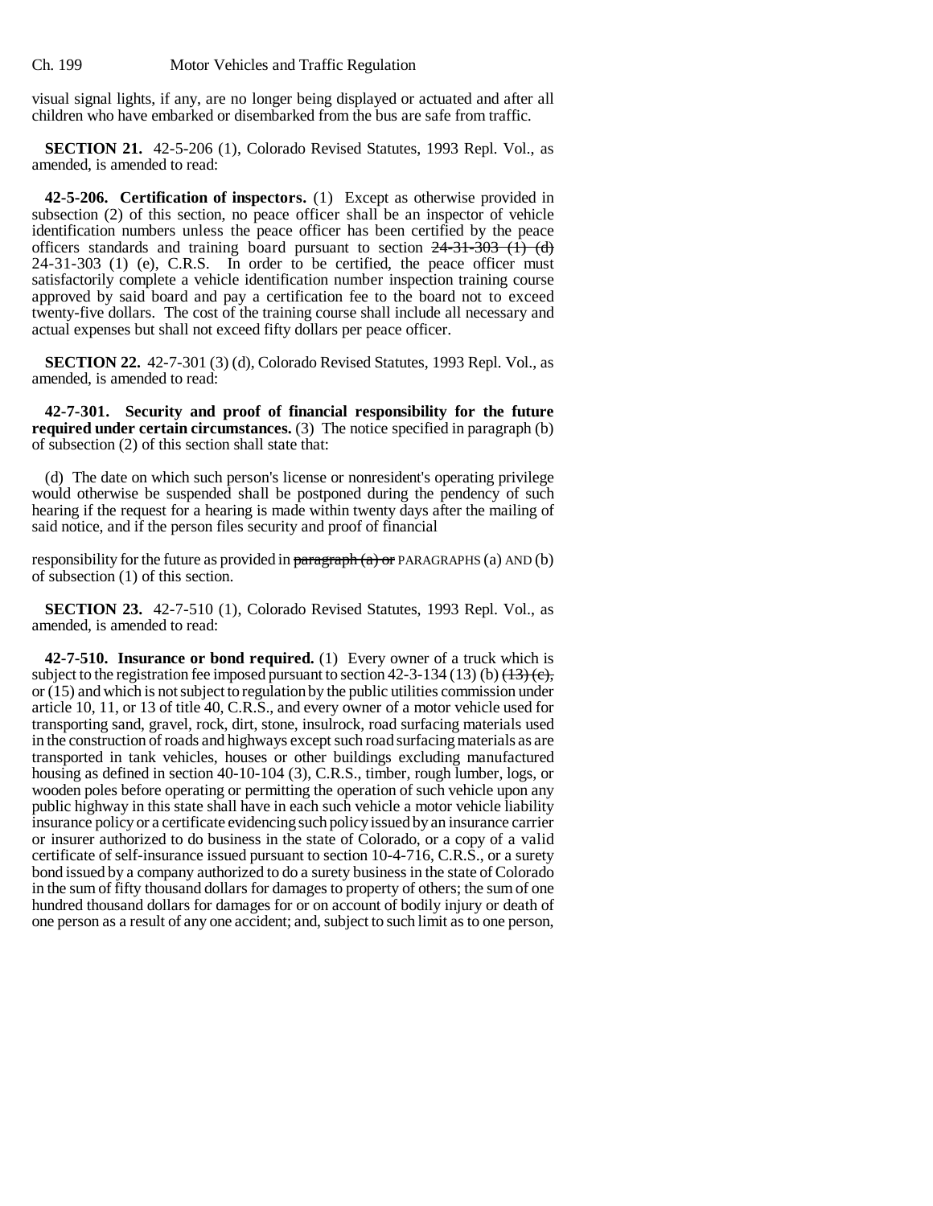visual signal lights, if any, are no longer being displayed or actuated and after all children who have embarked or disembarked from the bus are safe from traffic.

**SECTION 21.** 42-5-206 (1), Colorado Revised Statutes, 1993 Repl. Vol., as amended, is amended to read:

**42-5-206. Certification of inspectors.** (1) Except as otherwise provided in subsection (2) of this section, no peace officer shall be an inspector of vehicle identification numbers unless the peace officer has been certified by the peace officers standards and training board pursuant to section ~~24-31-303 (1) (d)~~ 24-31-303 (1) (e), C.R.S. In order to be certified, the peace officer must satisfactorily complete a vehicle identification number inspection training course approved by said board and pay a certification fee to the board not to exceed twenty-five dollars. The cost of the training course shall include all necessary and actual expenses but shall not exceed fifty dollars per peace officer.

**SECTION 22.** 42-7-301 (3) (d), Colorado Revised Statutes, 1993 Repl. Vol., as amended, is amended to read:

**42-7-301. Security and proof of financial responsibility for the future required under certain circumstances.** (3) The notice specified in paragraph (b) of subsection (2) of this section shall state that:

(d) The date on which such person's license or nonresident's operating privilege would otherwise be suspended shall be postponed during the pendency of such hearing if the request for a hearing is made within twenty days after the mailing of said notice, and if the person files security and proof of financial responsibility for the future as provided in ~~paragraph (a) or~~ PARAGRAPHS (a) AND (b) of subsection (1) of this section.

**SECTION 23.** 42-7-510 (1), Colorado Revised Statutes, 1993 Repl. Vol., as amended, is amended to read:

**42-7-510. Insurance or bond required.** (1) Every owner of a truck which is subject to the registration fee imposed pursuant to section 42-3-134 (13) (b) ~~(13) (c),~~ or (15) and which is not subject to regulation by the public utilities commission under article 10, 11, or 13 of title 40, C.R.S., and every owner of a motor vehicle used for transporting sand, gravel, rock, dirt, stone, insulrock, road surfacing materials used in the construction of roads and highways except such road surfacing materials as are transported in tank vehicles, houses or other buildings excluding manufactured housing as defined in section 40-10-104 (3), C.R.S., timber, rough lumber, logs, or wooden poles before operating or permitting the operation of such vehicle upon any public highway in this state shall have in each such vehicle a motor vehicle liability insurance policy or a certificate evidencing such policy issued by an insurance carrier or insurer authorized to do business in the state of Colorado, or a copy of a valid certificate of self-insurance issued pursuant to section 10-4-716, C.R.S., or a surety bond issued by a company authorized to do a surety business in the state of Colorado in the sum of fifty thousand dollars for damages to property of others; the sum of one hundred thousand dollars for damages for or on account of bodily injury or death of one person as a result of any one accident; and, subject to such limit as to one person,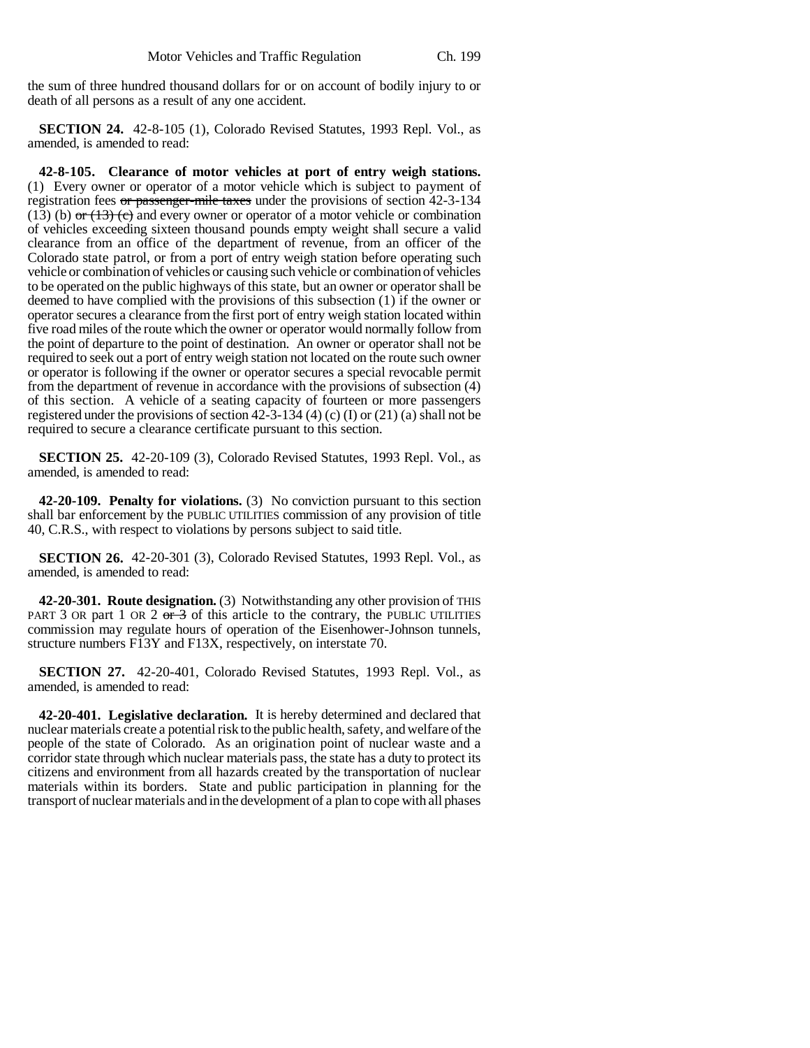the sum of three hundred thousand dollars for or on account of bodily injury to or death of all persons as a result of any one accident.

**SECTION 24.** 42-8-105 (1), Colorado Revised Statutes, 1993 Repl. Vol., as amended, is amended to read:

**42-8-105. Clearance of motor vehicles at port of entry weigh stations.** (1) Every owner or operator of a motor vehicle which is subject to payment of registration fees ~~or passenger-mile taxes~~ under the provisions of section 42-3-134 (13) (b) ~~or (13) (c)~~ and every owner or operator of a motor vehicle or combination of vehicles exceeding sixteen thousand pounds empty weight shall secure a valid clearance from an office of the department of revenue, from an officer of the Colorado state patrol, or from a port of entry weigh station before operating such vehicle or combination of vehicles or causing such vehicle or combination of vehicles to be operated on the public highways of this state, but an owner or operator shall be deemed to have complied with the provisions of this subsection (1) if the owner or operator secures a clearance from the first port of entry weigh station located within five road miles of the route which the owner or operator would normally follow from the point of departure to the point of destination. An owner or operator shall not be required to seek out a port of entry weigh station not located on the route such owner or operator is following if the owner or operator secures a special revocable permit from the department of revenue in accordance with the provisions of subsection (4) of this section. A vehicle of a seating capacity of fourteen or more passengers registered under the provisions of section 42-3-134 (4) (c) (I) or (21) (a) shall not be required to secure a clearance certificate pursuant to this section.

**SECTION 25.** 42-20-109 (3), Colorado Revised Statutes, 1993 Repl. Vol., as amended, is amended to read:

**42-20-109. Penalty for violations.** (3) No conviction pursuant to this section shall bar enforcement by the PUBLIC UTILITIES commission of any provision of title 40, C.R.S., with respect to violations by persons subject to said title.

**SECTION 26.** 42-20-301 (3), Colorado Revised Statutes, 1993 Repl. Vol., as amended, is amended to read:

**42-20-301. Route designation.** (3) Notwithstanding any other provision of THIS PART 3 OR part 1 OR 2 ~~or 3~~ of this article to the contrary, the PUBLIC UTILITIES commission may regulate hours of operation of the Eisenhower-Johnson tunnels, structure numbers F13Y and F13X, respectively, on interstate 70.

**SECTION 27.** 42-20-401, Colorado Revised Statutes, 1993 Repl. Vol., as amended, is amended to read:

**42-20-401. Legislative declaration.** It is hereby determined and declared that nuclear materials create a potential risk to the public health, safety, and welfare of the people of the state of Colorado. As an origination point of nuclear waste and a corridor state through which nuclear materials pass, the state has a duty to protect its citizens and environment from all hazards created by the transportation of nuclear materials within its borders. State and public participation in planning for the transport of nuclear materials and in the development of a plan to cope with all phases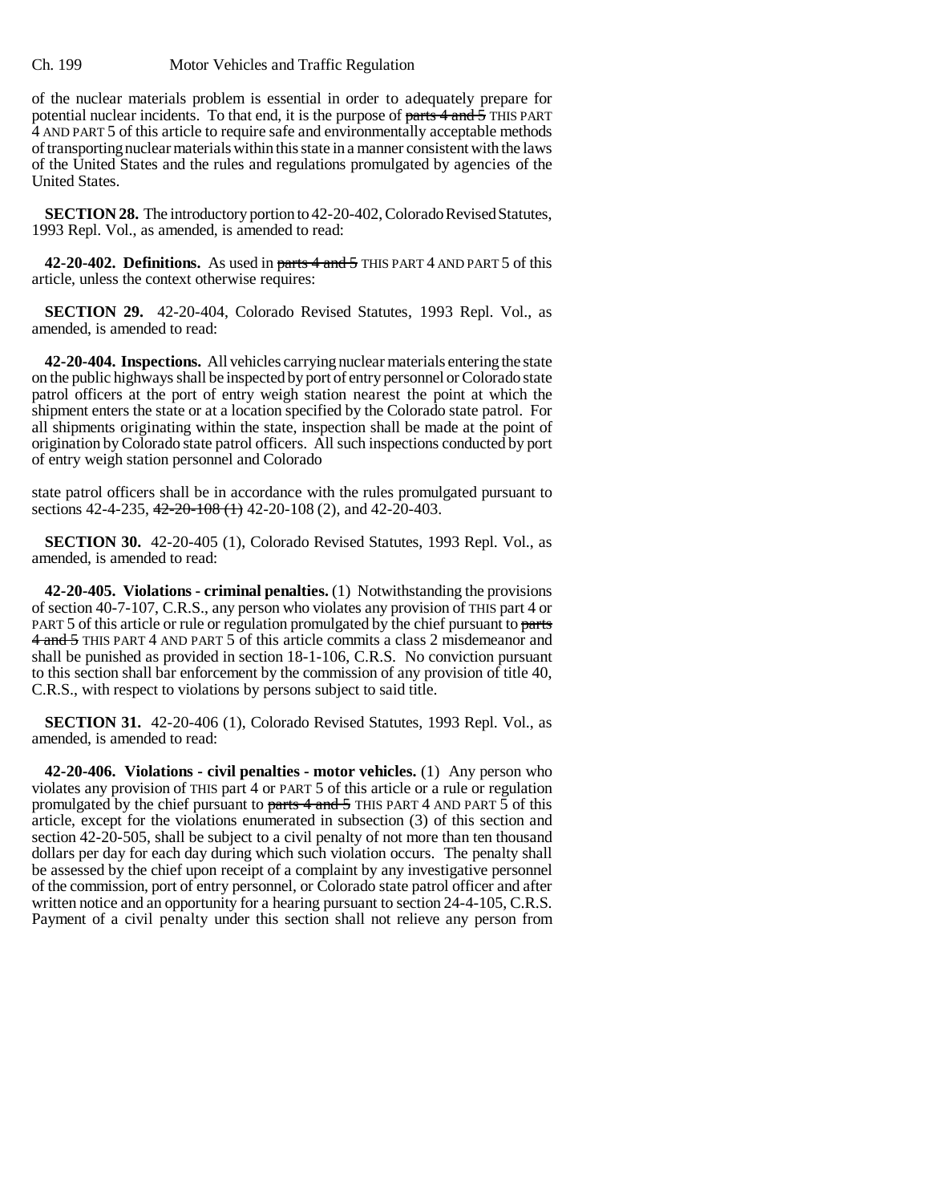of the nuclear materials problem is essential in order to adequately prepare for potential nuclear incidents. To that end, it is the purpose of ~~parts 4 and 5~~ THIS PART 4 AND PART 5 of this article to require safe and environmentally acceptable methods of transporting nuclear materials within this state in a manner consistent with the laws of the United States and the rules and regulations promulgated by agencies of the United States.

**SECTION 28.** The introductory portion to 42-20-402, Colorado Revised Statutes, 1993 Repl. Vol., as amended, is amended to read:

**42-20-402. Definitions.** As used in ~~parts 4 and 5~~ THIS PART 4 AND PART 5 of this article, unless the context otherwise requires:

**SECTION 29.** 42-20-404, Colorado Revised Statutes, 1993 Repl. Vol., as amended, is amended to read:

**42-20-404. Inspections.** All vehicles carrying nuclear materials entering the state on the public highways shall be inspected by port of entry personnel or Colorado state patrol officers at the port of entry weigh station nearest the point at which the shipment enters the state or at a location specified by the Colorado state patrol. For all shipments originating within the state, inspection shall be made at the point of origination by Colorado state patrol officers. All such inspections conducted by port of entry weigh station personnel and Colorado state patrol officers shall be in accordance with the rules promulgated pursuant to sections 42-4-235, ~~42-20-108 (1)~~ 42-20-108 (2), and 42-20-403.

**SECTION 30.** 42-20-405 (1), Colorado Revised Statutes, 1993 Repl. Vol., as amended, is amended to read:

**42-20-405. Violations - criminal penalties.** (1) Notwithstanding the provisions of section 40-7-107, C.R.S., any person who violates any provision of THIS part 4 or PART 5 of this article or rule or regulation promulgated by the chief pursuant to ~~parts 4 and 5~~ THIS PART 4 AND PART 5 of this article commits a class 2 misdemeanor and shall be punished as provided in section 18-1-106, C.R.S. No conviction pursuant to this section shall bar enforcement by the commission of any provision of title 40, C.R.S., with respect to violations by persons subject to said title.

**SECTION 31.** 42-20-406 (1), Colorado Revised Statutes, 1993 Repl. Vol., as amended, is amended to read:

**42-20-406. Violations - civil penalties - motor vehicles.** (1) Any person who violates any provision of THIS part 4 or PART 5 of this article or a rule or regulation promulgated by the chief pursuant to ~~parts 4 and 5~~ THIS PART 4 AND PART 5 of this article, except for the violations enumerated in subsection (3) of this section and section 42-20-505, shall be subject to a civil penalty of not more than ten thousand dollars per day for each day during which such violation occurs. The penalty shall be assessed by the chief upon receipt of a complaint by any investigative personnel of the commission, port of entry personnel, or Colorado state patrol officer and after written notice and an opportunity for a hearing pursuant to section 24-4-105, C.R.S. Payment of a civil penalty under this section shall not relieve any person from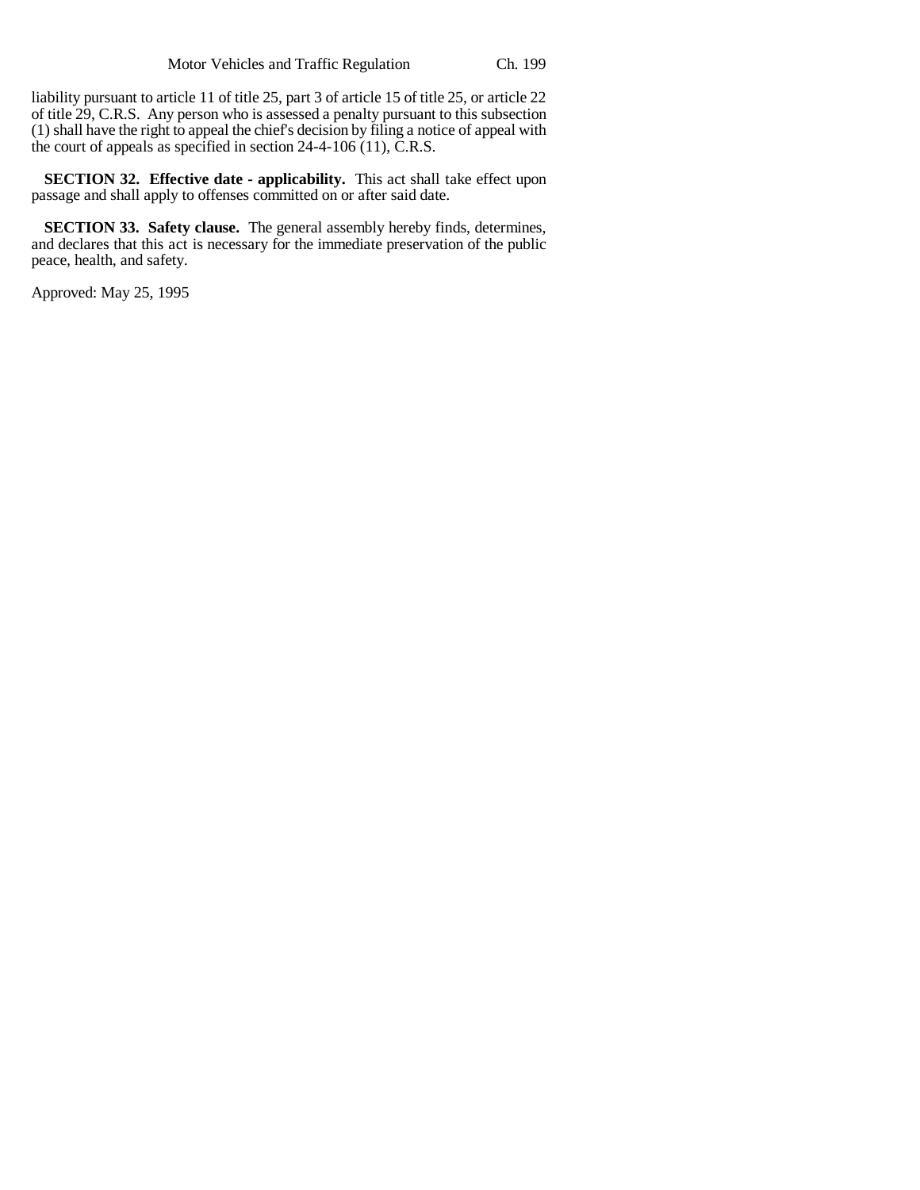liability pursuant to article 11 of title 25, part 3 of article 15 of title 25, or article 22 of title 29, C.R.S. Any person who is assessed a penalty pursuant to this subsection (1) shall have the right to appeal the chief's decision by filing a notice of appeal with the court of appeals as specified in section 24-4-106 (11), C.R.S.

**SECTION 32. Effective date - applicability.** This act shall take effect upon passage and shall apply to offenses committed on or after said date.

**SECTION 33. Safety clause.** The general assembly hereby finds, determines, and declares that this act is necessary for the immediate preservation of the public peace, health, and safety.

Approved: May 25, 1995